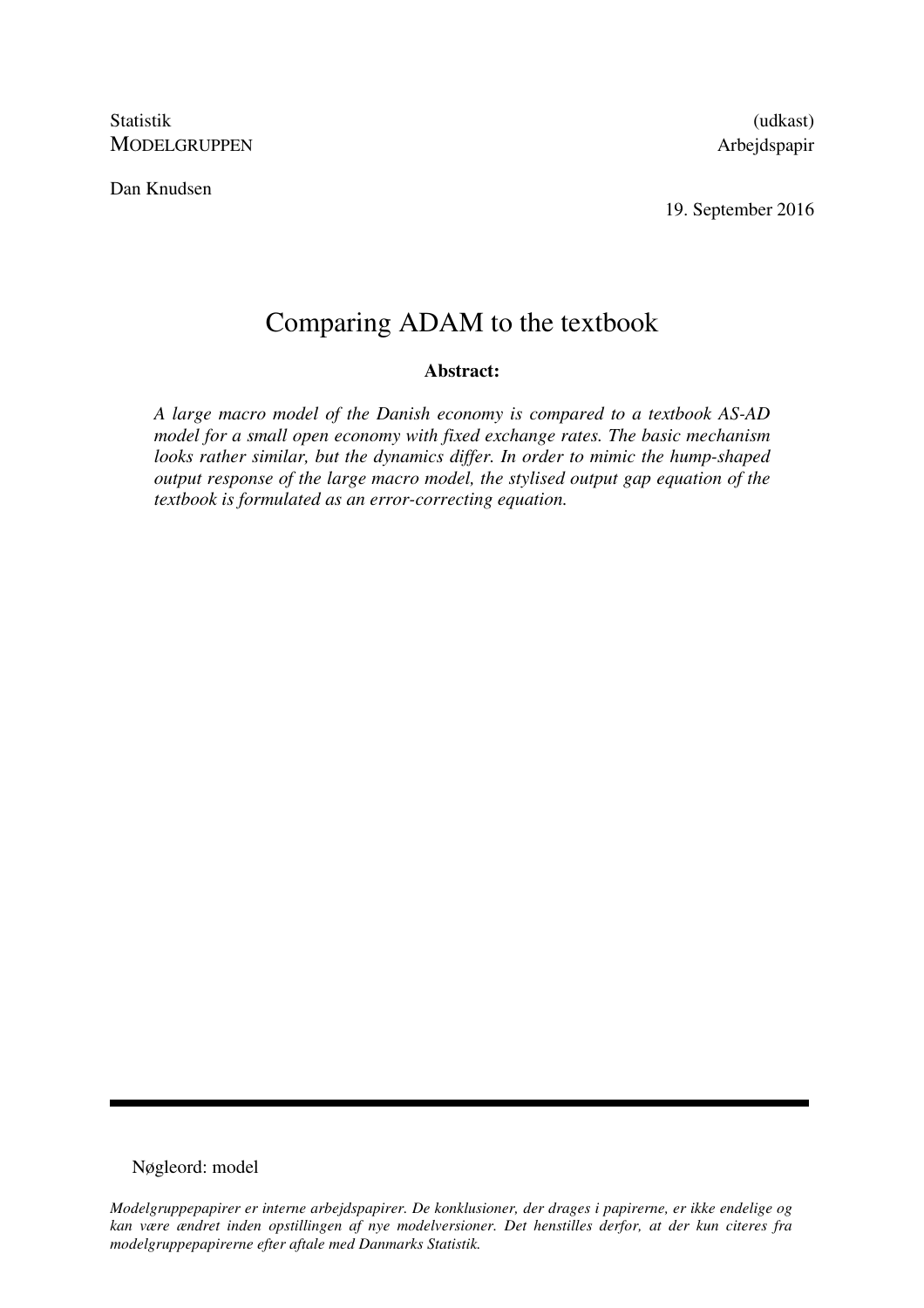Statistik
MODELGRUPPEN

(udkast)
Arbejdspapir

Dan Knudsen

19. September 2016

# Comparing ADAM to the textbook

**Abstract:**

*A large macro model of the Danish economy is compared to a textbook AS-AD model for a small open economy with fixed exchange rates. The basic mechanism looks rather similar, but the dynamics differ. In order to mimic the hump-shaped output response of the large macro model, the stylised output gap equation of the textbook is formulated as an error-correcting equation.*

---

Nøgleord: model

*Modelgruppepapirer er interne arbejdspapirer. De konklusioner, der drages i papirerne, er ikke endelige og kan være ændret inden opstillingen af nye modelversioner. Det henstilles derfor, at der kun citeres fra modelgruppepapirerne efter aftale med Danmarks Statistik.*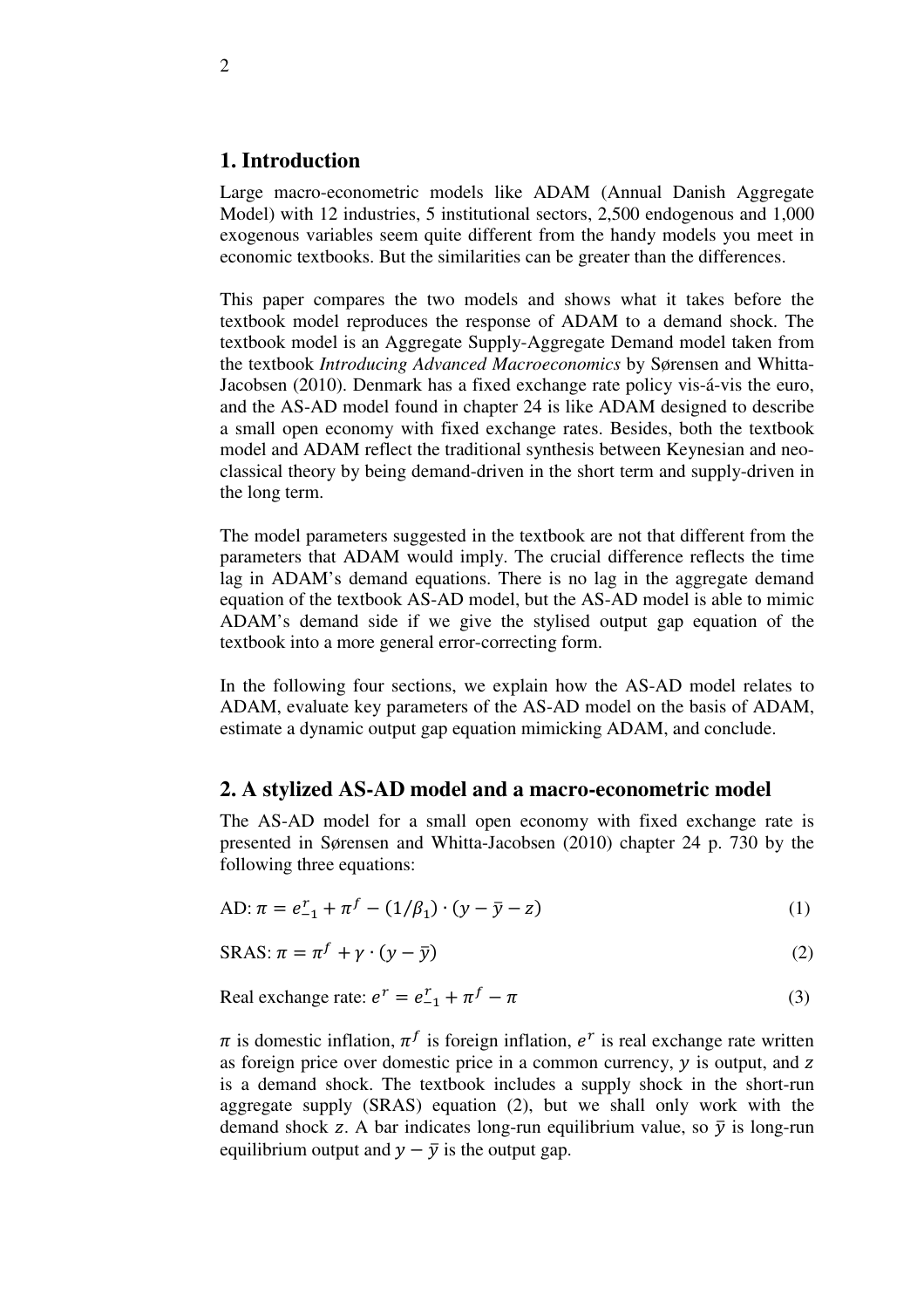## 1. Introduction

Large macro-econometric models like ADAM (Annual Danish Aggregate Model) with 12 industries, 5 institutional sectors, 2,500 endogenous and 1,000 exogenous variables seem quite different from the handy models you meet in economic textbooks. But the similarities can be greater than the differences.

This paper compares the two models and shows what it takes before the textbook model reproduces the response of ADAM to a demand shock. The textbook model is an Aggregate Supply-Aggregate Demand model taken from the textbook *Introducing Advanced Macroeconomics* by Sørensen and Whitta-Jacobsen (2010). Denmark has a fixed exchange rate policy vis-á-vis the euro, and the AS-AD model found in chapter 24 is like ADAM designed to describe a small open economy with fixed exchange rates. Besides, both the textbook model and ADAM reflect the traditional synthesis between Keynesian and neo-classical theory by being demand-driven in the short term and supply-driven in the long term.

The model parameters suggested in the textbook are not that different from the parameters that ADAM would imply. The crucial difference reflects the time lag in ADAM's demand equations. There is no lag in the aggregate demand equation of the textbook AS-AD model, but the AS-AD model is able to mimic ADAM's demand side if we give the stylised output gap equation of the textbook into a more general error-correcting form.

In the following four sections, we explain how the AS-AD model relates to ADAM, evaluate key parameters of the AS-AD model on the basis of ADAM, estimate a dynamic output gap equation mimicking ADAM, and conclude.

## 2. A stylized AS-AD model and a macro-econometric model

The AS-AD model for a small open economy with fixed exchange rate is presented in Sørensen and Whitta-Jacobsen (2010) chapter 24 p. 730 by the following three equations:

$$\text{AD: } \pi = e^r_{-1} + \pi^f - (1/\beta_1) \cdot (y - \bar{y} - z) \tag{1}$$

$$\text{SRAS: } \pi = \pi^f + \gamma \cdot (y - \bar{y}) \tag{2}$$

$$\text{Real exchange rate: } e^r = e^r_{-1} + \pi^f - \pi \tag{3}$$

$\pi$ is domestic inflation, $\pi^f$ is foreign inflation, $e^r$ is real exchange rate written as foreign price over domestic price in a common currency, $y$ is output, and $z$ is a demand shock. The textbook includes a supply shock in the short-run aggregate supply (SRAS) equation (2), but we shall only work with the demand shock $z$. A bar indicates long-run equilibrium value, so $\bar{y}$ is long-run equilibrium output and $y - \bar{y}$ is the output gap.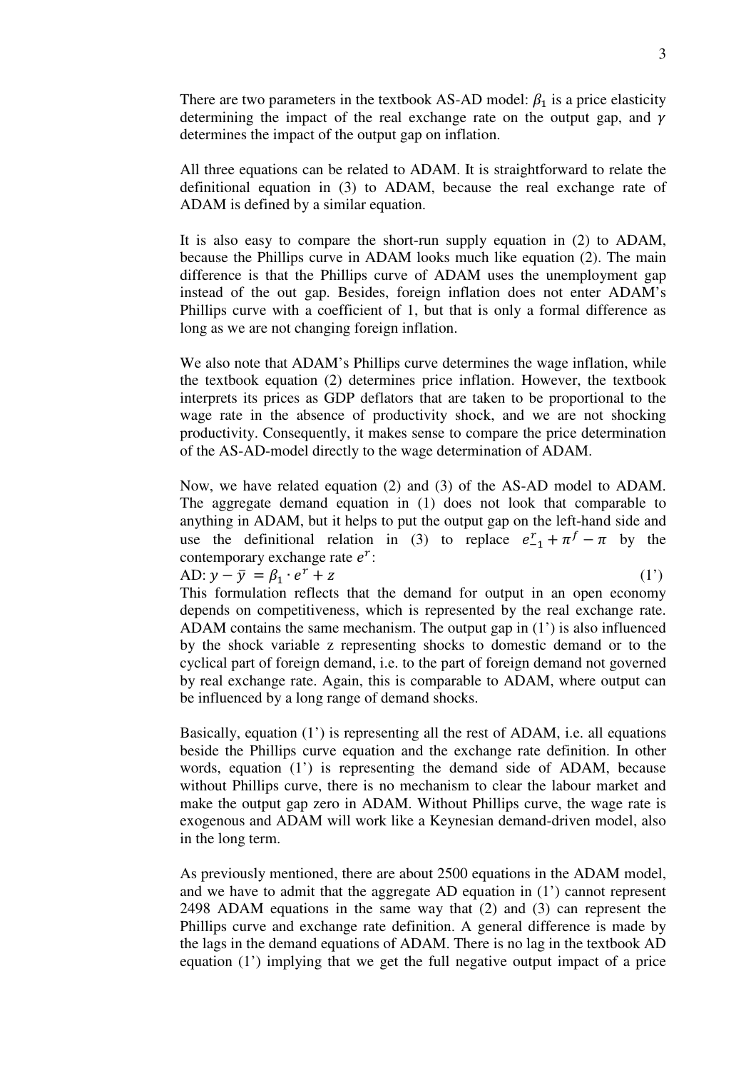There are two parameters in the textbook AS-AD model: $\beta_1$ is a price elasticity determining the impact of the real exchange rate on the output gap, and $\gamma$ determines the impact of the output gap on inflation.

All three equations can be related to ADAM. It is straightforward to relate the definitional equation in (3) to ADAM, because the real exchange rate of ADAM is defined by a similar equation.

It is also easy to compare the short-run supply equation in (2) to ADAM, because the Phillips curve in ADAM looks much like equation (2). The main difference is that the Phillips curve of ADAM uses the unemployment gap instead of the out gap. Besides, foreign inflation does not enter ADAM's Phillips curve with a coefficient of 1, but that is only a formal difference as long as we are not changing foreign inflation.

We also note that ADAM's Phillips curve determines the wage inflation, while the textbook equation (2) determines price inflation. However, the textbook interprets its prices as GDP deflators that are taken to be proportional to the wage rate in the absence of productivity shock, and we are not shocking productivity. Consequently, it makes sense to compare the price determination of the AS-AD-model directly to the wage determination of ADAM.

Now, we have related equation (2) and (3) of the AS-AD model to ADAM. The aggregate demand equation in (1) does not look that comparable to anything in ADAM, but it helps to put the output gap on the left-hand side and use the definitional relation in (3) to replace $e^r_{-1} + \pi^f - \pi$ by the contemporary exchange rate $e^r$:

AD: $y - \bar{y} = \beta_1 \cdot e^r + z$ (1')

This formulation reflects that the demand for output in an open economy depends on competitiveness, which is represented by the real exchange rate. ADAM contains the same mechanism. The output gap in (1') is also influenced by the shock variable z representing shocks to domestic demand or to the cyclical part of foreign demand, i.e. to the part of foreign demand not governed by real exchange rate. Again, this is comparable to ADAM, where output can be influenced by a long range of demand shocks.

Basically, equation (1') is representing all the rest of ADAM, i.e. all equations beside the Phillips curve equation and the exchange rate definition. In other words, equation (1') is representing the demand side of ADAM, because without Phillips curve, there is no mechanism to clear the labour market and make the output gap zero in ADAM. Without Phillips curve, the wage rate is exogenous and ADAM will work like a Keynesian demand-driven model, also in the long term.

As previously mentioned, there are about 2500 equations in the ADAM model, and we have to admit that the aggregate AD equation in (1') cannot represent 2498 ADAM equations in the same way that (2) and (3) can represent the Phillips curve and exchange rate definition. A general difference is made by the lags in the demand equations of ADAM. There is no lag in the textbook AD equation (1') implying that we get the full negative output impact of a price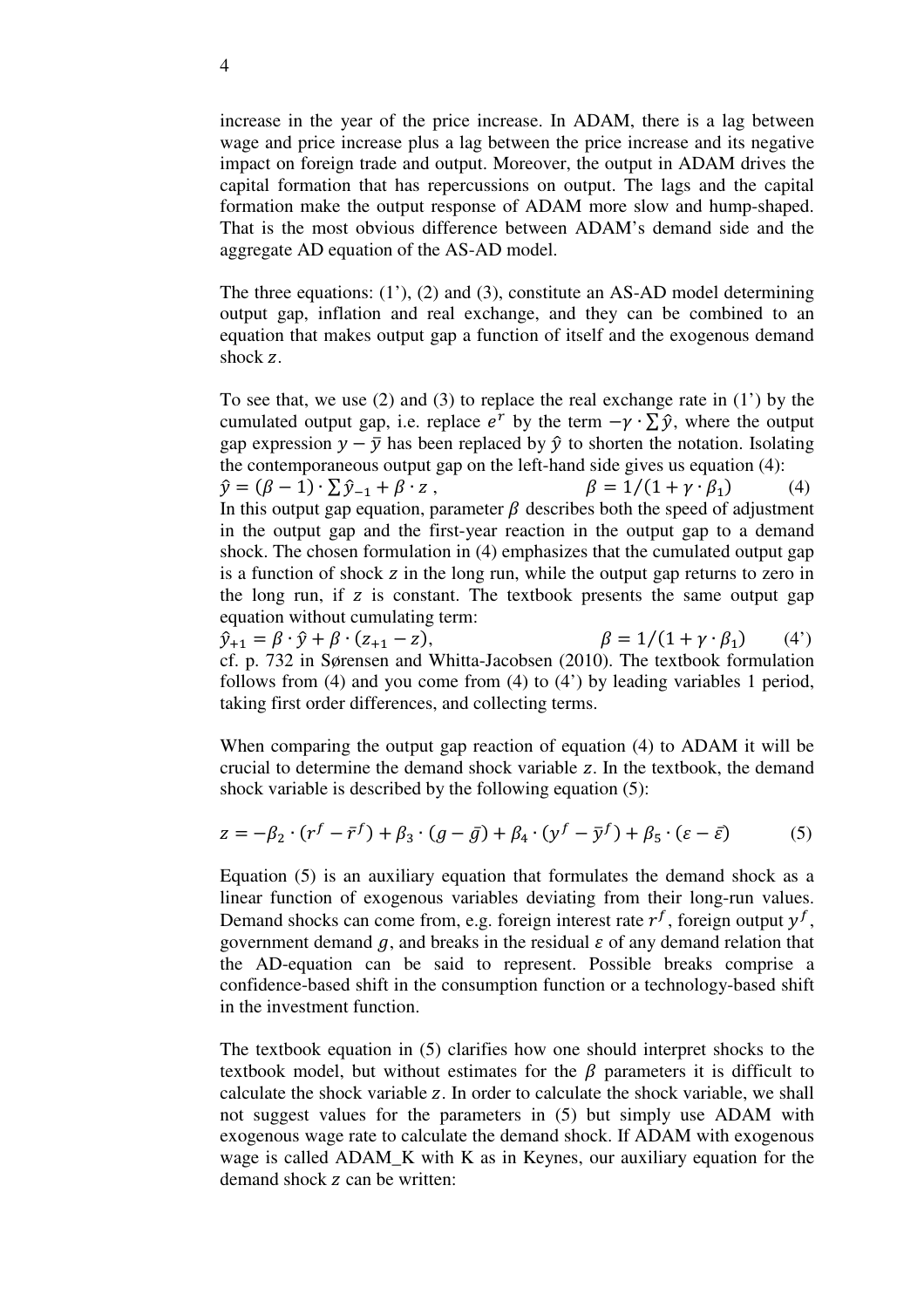increase in the year of the price increase. In ADAM, there is a lag between wage and price increase plus a lag between the price increase and its negative impact on foreign trade and output. Moreover, the output in ADAM drives the capital formation that has repercussions on output. The lags and the capital formation make the output response of ADAM more slow and hump-shaped. That is the most obvious difference between ADAM's demand side and the aggregate AD equation of the AS-AD model.

The three equations: (1'), (2) and (3), constitute an AS-AD model determining output gap, inflation and real exchange, and they can be combined to an equation that makes output gap a function of itself and the exogenous demand shock $z$.

To see that, we use (2) and (3) to replace the real exchange rate in (1') by the cumulated output gap, i.e. replace $e^r$ by the term $-\gamma \cdot \sum \hat{y}$, where the output gap expression $y - \bar{y}$ has been replaced by $\hat{y}$ to shorten the notation. Isolating the contemporaneous output gap on the left-hand side gives us equation (4):

$$\hat{y} = (\beta - 1) \cdot \sum \hat{y}_{-1} + \beta \cdot z \,, \qquad \beta = 1/(1 + \gamma \cdot \beta_1) \qquad (4)$$

In this output gap equation, parameter $\beta$ describes both the speed of adjustment in the output gap and the first-year reaction in the output gap to a demand shock. The chosen formulation in (4) emphasizes that the cumulated output gap is a function of shock $z$ in the long run, while the output gap returns to zero in the long run, if $z$ is constant. The textbook presents the same output gap equation without cumulating term:

$$\hat{y}_{+1} = \beta \cdot \hat{y} + \beta \cdot (z_{+1} - z), \qquad \beta = 1/(1 + \gamma \cdot \beta_1) \qquad (4')$$

cf. p. 732 in Sørensen and Whitta-Jacobsen (2010). The textbook formulation follows from (4) and you come from (4) to (4') by leading variables 1 period, taking first order differences, and collecting terms.

When comparing the output gap reaction of equation (4) to ADAM it will be crucial to determine the demand shock variable $z$. In the textbook, the demand shock variable is described by the following equation (5):

$$z = -\beta_2 \cdot (r^f - \bar{r}^f) + \beta_3 \cdot (g - \bar{g}) + \beta_4 \cdot (y^f - \bar{y}^f) + \beta_5 \cdot (\varepsilon - \bar{\varepsilon}) \qquad (5)$$

Equation (5) is an auxiliary equation that formulates the demand shock as a linear function of exogenous variables deviating from their long-run values. Demand shocks can come from, e.g. foreign interest rate $r^f$, foreign output $y^f$, government demand $g$, and breaks in the residual $\varepsilon$ of any demand relation that the AD-equation can be said to represent. Possible breaks comprise a confidence-based shift in the consumption function or a technology-based shift in the investment function.

The textbook equation in (5) clarifies how one should interpret shocks to the textbook model, but without estimates for the $\beta$ parameters it is difficult to calculate the shock variable $z$. In order to calculate the shock variable, we shall not suggest values for the parameters in (5) but simply use ADAM with exogenous wage rate to calculate the demand shock. If ADAM with exogenous wage is called ADAM_K with K as in Keynes, our auxiliary equation for the demand shock $z$ can be written: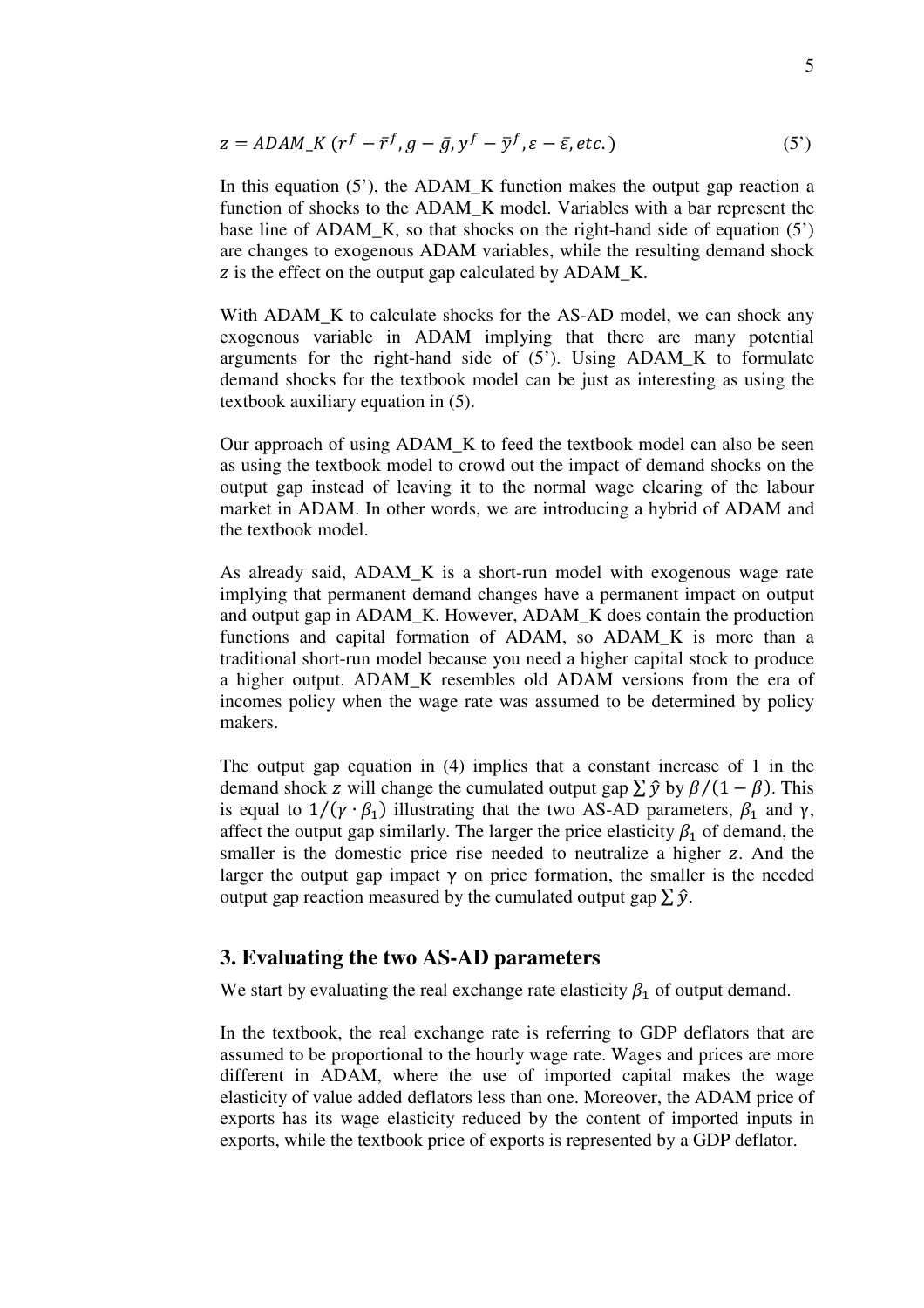$$z = ADAM\_K\ (r^f - \bar{r}^f, g - \bar{g}, y^f - \bar{y}^f, \varepsilon - \bar{\varepsilon}, etc.) \tag{5'}$$

In this equation (5'), the ADAM_K function makes the output gap reaction a function of shocks to the ADAM_K model. Variables with a bar represent the base line of ADAM_K, so that shocks on the right-hand side of equation (5') are changes to exogenous ADAM variables, while the resulting demand shock $z$ is the effect on the output gap calculated by ADAM_K.

With ADAM_K to calculate shocks for the AS-AD model, we can shock any exogenous variable in ADAM implying that there are many potential arguments for the right-hand side of (5'). Using ADAM_K to formulate demand shocks for the textbook model can be just as interesting as using the textbook auxiliary equation in (5).

Our approach of using ADAM_K to feed the textbook model can also be seen as using the textbook model to crowd out the impact of demand shocks on the output gap instead of leaving it to the normal wage clearing of the labour market in ADAM. In other words, we are introducing a hybrid of ADAM and the textbook model.

As already said, ADAM_K is a short-run model with exogenous wage rate implying that permanent demand changes have a permanent impact on output and output gap in ADAM_K. However, ADAM_K does contain the production functions and capital formation of ADAM, so ADAM_K is more than a traditional short-run model because you need a higher capital stock to produce a higher output. ADAM_K resembles old ADAM versions from the era of incomes policy when the wage rate was assumed to be determined by policy makers.

The output gap equation in (4) implies that a constant increase of 1 in the demand shock $z$ will change the cumulated output gap $\sum \hat{y}$ by $\beta/(1-\beta)$. This is equal to $1/(\gamma \cdot \beta_1)$ illustrating that the two AS-AD parameters, $\beta_1$ and $\gamma$, affect the output gap similarly. The larger the price elasticity $\beta_1$ of demand, the smaller is the domestic price rise needed to neutralize a higher $z$. And the larger the output gap impact $\gamma$ on price formation, the smaller is the needed output gap reaction measured by the cumulated output gap $\sum \hat{y}$.

## 3. Evaluating the two AS-AD parameters

We start by evaluating the real exchange rate elasticity $\beta_1$ of output demand.

In the textbook, the real exchange rate is referring to GDP deflators that are assumed to be proportional to the hourly wage rate. Wages and prices are more different in ADAM, where the use of imported capital makes the wage elasticity of value added deflators less than one. Moreover, the ADAM price of exports has its wage elasticity reduced by the content of imported inputs in exports, while the textbook price of exports is represented by a GDP deflator.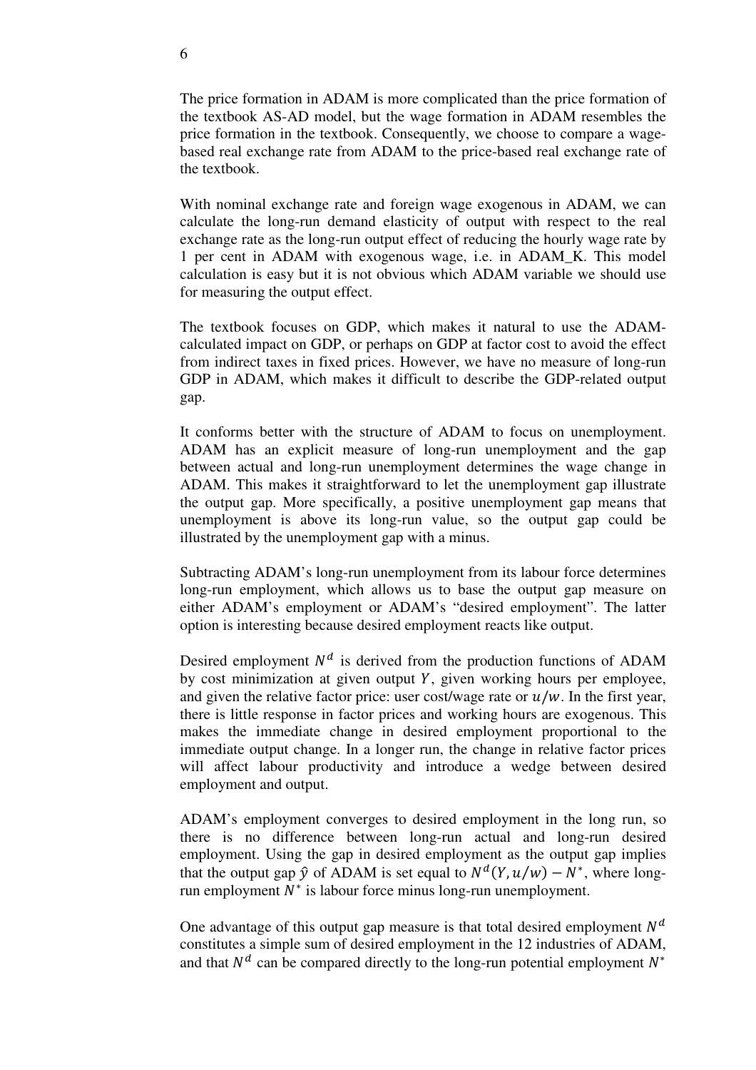The price formation in ADAM is more complicated than the price formation of the textbook AS-AD model, but the wage formation in ADAM resembles the price formation in the textbook. Consequently, we choose to compare a wage-based real exchange rate from ADAM to the price-based real exchange rate of the textbook.

With nominal exchange rate and foreign wage exogenous in ADAM, we can calculate the long-run demand elasticity of output with respect to the real exchange rate as the long-run output effect of reducing the hourly wage rate by 1 per cent in ADAM with exogenous wage, i.e. in ADAM_K. This model calculation is easy but it is not obvious which ADAM variable we should use for measuring the output effect.

The textbook focuses on GDP, which makes it natural to use the ADAM-calculated impact on GDP, or perhaps on GDP at factor cost to avoid the effect from indirect taxes in fixed prices. However, we have no measure of long-run GDP in ADAM, which makes it difficult to describe the GDP-related output gap.

It conforms better with the structure of ADAM to focus on unemployment. ADAM has an explicit measure of long-run unemployment and the gap between actual and long-run unemployment determines the wage change in ADAM. This makes it straightforward to let the unemployment gap illustrate the output gap. More specifically, a positive unemployment gap means that unemployment is above its long-run value, so the output gap could be illustrated by the unemployment gap with a minus.

Subtracting ADAM's long-run unemployment from its labour force determines long-run employment, which allows us to base the output gap measure on either ADAM's employment or ADAM's "desired employment". The latter option is interesting because desired employment reacts like output.

Desired employment $N^d$ is derived from the production functions of ADAM by cost minimization at given output $Y$, given working hours per employee, and given the relative factor price: user cost/wage rate or $u/w$. In the first year, there is little response in factor prices and working hours are exogenous. This makes the immediate change in desired employment proportional to the immediate output change. In a longer run, the change in relative factor prices will affect labour productivity and introduce a wedge between desired employment and output.

ADAM's employment converges to desired employment in the long run, so there is no difference between long-run actual and long-run desired employment. Using the gap in desired employment as the output gap implies that the output gap $\hat{y}$ of ADAM is set equal to $N^d(Y, u/w) - N^*$, where long-run employment $N^*$ is labour force minus long-run unemployment.

One advantage of this output gap measure is that total desired employment $N^d$ constitutes a simple sum of desired employment in the 12 industries of ADAM, and that $N^d$ can be compared directly to the long-run potential employment $N^*$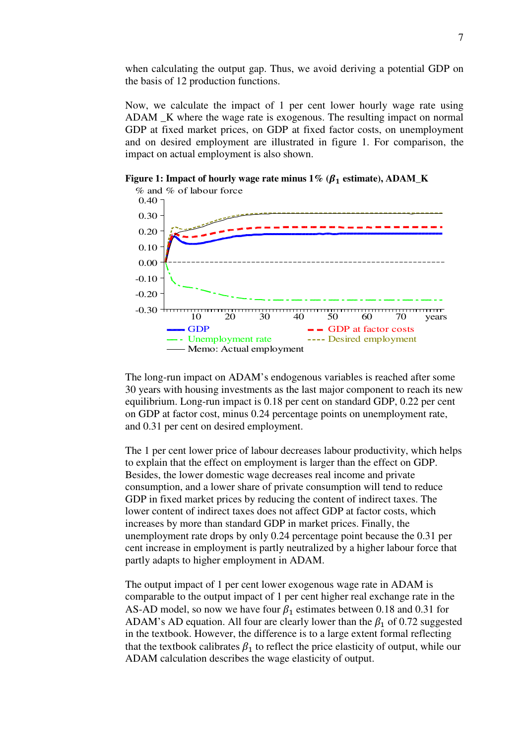when calculating the output gap. Thus, we avoid deriving a potential GDP on the basis of 12 production functions.

Now, we calculate the impact of 1 per cent lower hourly wage rate using ADAM _K where the wage rate is exogenous. The resulting impact on normal GDP at fixed market prices, on GDP at fixed factor costs, on unemployment and on desired employment are illustrated in figure 1. For comparison, the impact on actual employment is also shown.

**Figure 1: Impact of hourly wage rate minus 1% ($\beta_1$ estimate), ADAM_K**

% and % of labour force

The long-run impact on ADAM's endogenous variables is reached after some 30 years with housing investments as the last major component to reach its new equilibrium. Long-run impact is 0.18 per cent on standard GDP, 0.22 per cent on GDP at factor cost, minus 0.24 percentage points on unemployment rate, and 0.31 per cent on desired employment.

The 1 per cent lower price of labour decreases labour productivity, which helps to explain that the effect on employment is larger than the effect on GDP. Besides, the lower domestic wage decreases real income and private consumption, and a lower share of private consumption will tend to reduce GDP in fixed market prices by reducing the content of indirect taxes. The lower content of indirect taxes does not affect GDP at factor costs, which increases by more than standard GDP in market prices. Finally, the unemployment rate drops by only 0.24 percentage point because the 0.31 per cent increase in employment is partly neutralized by a higher labour force that partly adapts to higher employment in ADAM.

The output impact of 1 per cent lower exogenous wage rate in ADAM is comparable to the output impact of 1 per cent higher real exchange rate in the AS-AD model, so now we have four $\beta_1$ estimates between 0.18 and 0.31 for ADAM's AD equation. All four are clearly lower than the $\beta_1$ of 0.72 suggested in the textbook. However, the difference is to a large extent formal reflecting that the textbook calibrates $\beta_1$ to reflect the price elasticity of output, while our ADAM calculation describes the wage elasticity of output.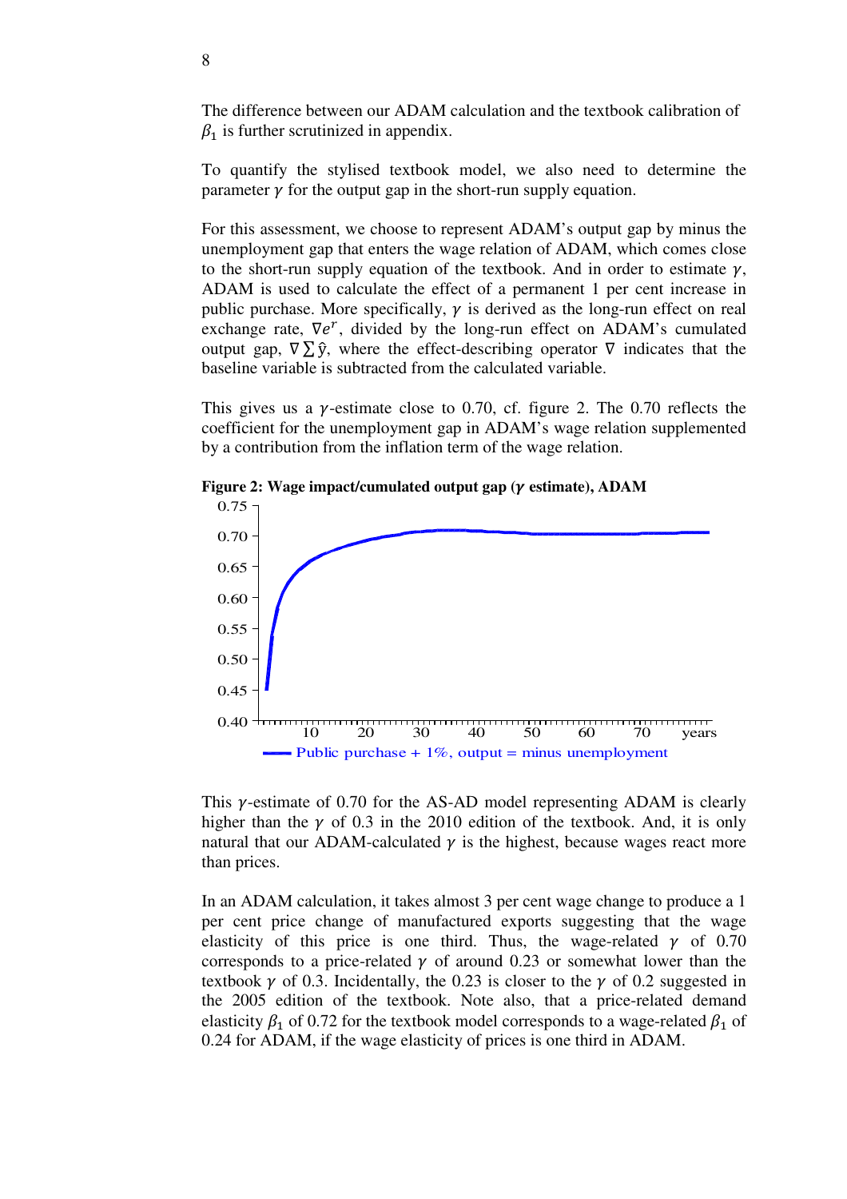The difference between our ADAM calculation and the textbook calibration of $\beta_1$ is further scrutinized in appendix.

To quantify the stylised textbook model, we also need to determine the parameter $\gamma$ for the output gap in the short-run supply equation.

For this assessment, we choose to represent ADAM's output gap by minus the unemployment gap that enters the wage relation of ADAM, which comes close to the short-run supply equation of the textbook. And in order to estimate $\gamma$, ADAM is used to calculate the effect of a permanent 1 per cent increase in public purchase. More specifically, $\gamma$ is derived as the long-run effect on real exchange rate, $\nabla e^r$, divided by the long-run effect on ADAM's cumulated output gap, $\nabla \sum \hat{y}$, where the effect-describing operator $\nabla$ indicates that the baseline variable is subtracted from the calculated variable.

This gives us a $\gamma$-estimate close to 0.70, cf. figure 2. The 0.70 reflects the coefficient for the unemployment gap in ADAM's wage relation supplemented by a contribution from the inflation term of the wage relation.

**Figure 2: Wage impact/cumulated output gap ($\gamma$ estimate), ADAM**

Public purchase + 1%, output = minus unemployment

This $\gamma$-estimate of 0.70 for the AS-AD model representing ADAM is clearly higher than the $\gamma$ of 0.3 in the 2010 edition of the textbook. And, it is only natural that our ADAM-calculated $\gamma$ is the highest, because wages react more than prices.

In an ADAM calculation, it takes almost 3 per cent wage change to produce a 1 per cent price change of manufactured exports suggesting that the wage elasticity of this price is one third. Thus, the wage-related $\gamma$ of 0.70 corresponds to a price-related $\gamma$ of around 0.23 or somewhat lower than the textbook $\gamma$ of 0.3. Incidentally, the 0.23 is closer to the $\gamma$ of 0.2 suggested in the 2005 edition of the textbook. Note also, that a price-related demand elasticity $\beta_1$ of 0.72 for the textbook model corresponds to a wage-related $\beta_1$ of 0.24 for ADAM, if the wage elasticity of prices is one third in ADAM.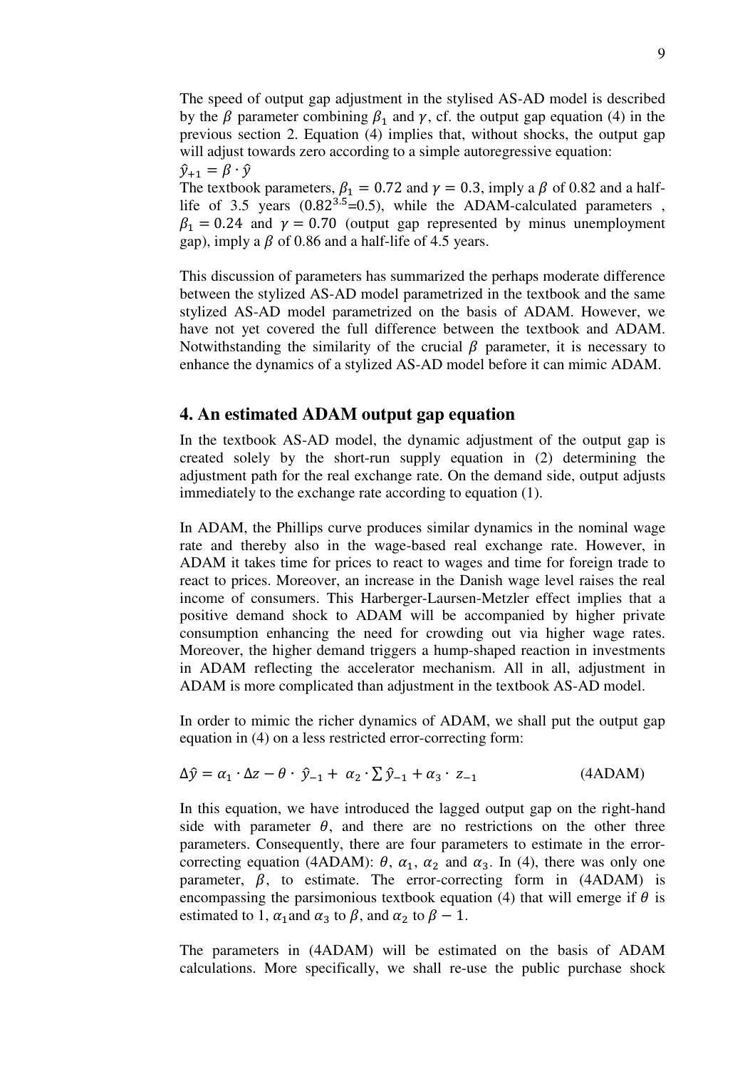The speed of output gap adjustment in the stylised AS-AD model is described by the $\beta$ parameter combining $\beta_1$ and $\gamma$, cf. the output gap equation (4) in the previous section 2. Equation (4) implies that, without shocks, the output gap will adjust towards zero according to a simple autoregressive equation:

$\hat{y}_{+1} = \beta \cdot \hat{y}$

The textbook parameters, $\beta_1 = 0.72$ and $\gamma = 0.3$, imply a $\beta$ of 0.82 and a half-life of 3.5 years ($0.82^{3.5}$=0.5), while the ADAM-calculated parameters , $\beta_1 = 0.24$ and $\gamma = 0.70$ (output gap represented by minus unemployment gap), imply a $\beta$ of 0.86 and a half-life of 4.5 years.

This discussion of parameters has summarized the perhaps moderate difference between the stylized AS-AD model parametrized in the textbook and the same stylized AS-AD model parametrized on the basis of ADAM. However, we have not yet covered the full difference between the textbook and ADAM. Notwithstanding the similarity of the crucial $\beta$ parameter, it is necessary to enhance the dynamics of a stylized AS-AD model before it can mimic ADAM.

## 4. An estimated ADAM output gap equation

In the textbook AS-AD model, the dynamic adjustment of the output gap is created solely by the short-run supply equation in (2) determining the adjustment path for the real exchange rate. On the demand side, output adjusts immediately to the exchange rate according to equation (1).

In ADAM, the Phillips curve produces similar dynamics in the nominal wage rate and thereby also in the wage-based real exchange rate. However, in ADAM it takes time for prices to react to wages and time for foreign trade to react to prices. Moreover, an increase in the Danish wage level raises the real income of consumers. This Harberger-Laursen-Metzler effect implies that a positive demand shock to ADAM will be accompanied by higher private consumption enhancing the need for crowding out via higher wage rates. Moreover, the higher demand triggers a hump-shaped reaction in investments in ADAM reflecting the accelerator mechanism. All in all, adjustment in ADAM is more complicated than adjustment in the textbook AS-AD model.

In order to mimic the richer dynamics of ADAM, we shall put the output gap equation in (4) on a less restricted error-correcting form:

$$\Delta\hat{y} = \alpha_1 \cdot \Delta z - \theta \cdot \hat{y}_{-1} + \alpha_2 \cdot \sum \hat{y}_{-1} + \alpha_3 \cdot z_{-1} \qquad \text{(4ADAM)}$$

In this equation, we have introduced the lagged output gap on the right-hand side with parameter $\theta$, and there are no restrictions on the other three parameters. Consequently, there are four parameters to estimate in the error-correcting equation (4ADAM): $\theta$, $\alpha_1$, $\alpha_2$ and $\alpha_3$. In (4), there was only one parameter, $\beta$, to estimate. The error-correcting form in (4ADAM) is encompassing the parsimonious textbook equation (4) that will emerge if $\theta$ is estimated to 1, $\alpha_1$ and $\alpha_3$ to $\beta$, and $\alpha_2$ to $\beta - 1$.

The parameters in (4ADAM) will be estimated on the basis of ADAM calculations. More specifically, we shall re-use the public purchase shock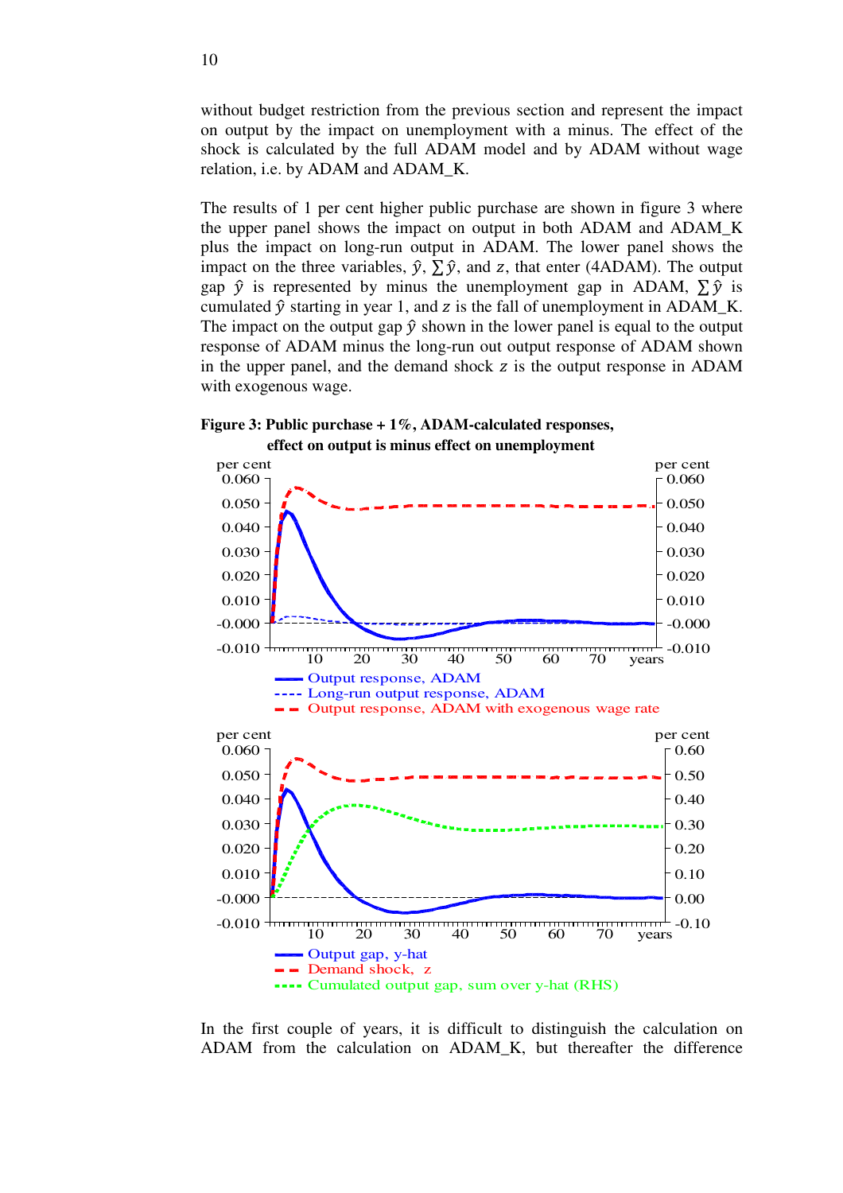without budget restriction from the previous section and represent the impact on output by the impact on unemployment with a minus. The effect of the shock is calculated by the full ADAM model and by ADAM without wage relation, i.e. by ADAM and ADAM_K.

The results of 1 per cent higher public purchase are shown in figure 3 where the upper panel shows the impact on output in both ADAM and ADAM_K plus the impact on long-run output in ADAM. The lower panel shows the impact on the three variables, $\hat{y}$, $\sum \hat{y}$, and $z$, that enter (4ADAM). The output gap $\hat{y}$ is represented by minus the unemployment gap in ADAM, $\sum \hat{y}$ is cumulated $\hat{y}$ starting in year 1, and $z$ is the fall of unemployment in ADAM_K. The impact on the output gap $\hat{y}$ shown in the lower panel is equal to the output response of ADAM minus the long-run out output response of ADAM shown in the upper panel, and the demand shock $z$ is the output response in ADAM with exogenous wage.

**Figure 3: Public purchase + 1%, ADAM-calculated responses, effect on output is minus effect on unemployment**

In the first couple of years, it is difficult to distinguish the calculation on ADAM from the calculation on ADAM_K, but thereafter the difference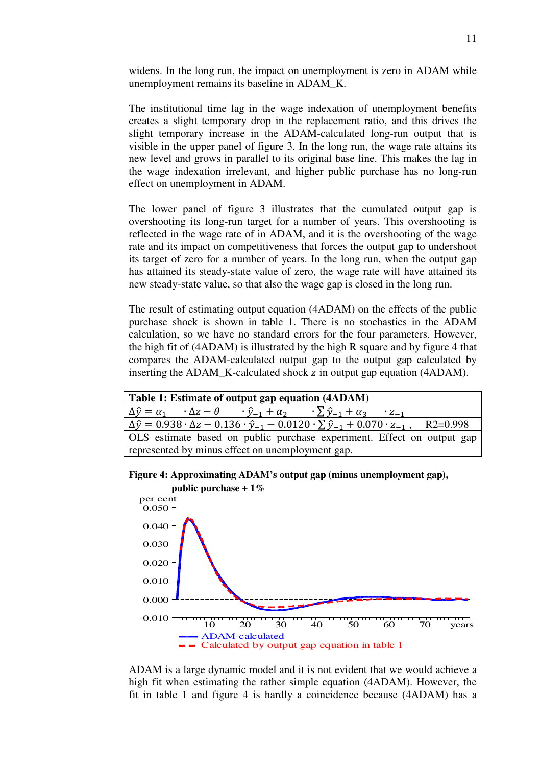widens. In the long run, the impact on unemployment is zero in ADAM while unemployment remains its baseline in ADAM_K.

The institutional time lag in the wage indexation of unemployment benefits creates a slight temporary drop in the replacement ratio, and this drives the slight temporary increase in the ADAM-calculated long-run output that is visible in the upper panel of figure 3. In the long run, the wage rate attains its new level and grows in parallel to its original base line. This makes the lag in the wage indexation irrelevant, and higher public purchase has no long-run effect on unemployment in ADAM.

The lower panel of figure 3 illustrates that the cumulated output gap is overshooting its long-run target for a number of years. This overshooting is reflected in the wage rate of in ADAM, and it is the overshooting of the wage rate and its impact on competitiveness that forces the output gap to undershoot its target of zero for a number of years. In the long run, when the output gap has attained its steady-state value of zero, the wage rate will have attained its new steady-state value, so that also the wage gap is closed in the long run.

The result of estimating output equation (4ADAM) on the effects of the public purchase shock is shown in table 1. There is no stochastics in the ADAM calculation, so we have no standard errors for the four parameters. However, the high fit of (4ADAM) is illustrated by the high R square and by figure 4 that compares the ADAM-calculated output gap to the output gap calculated by inserting the ADAM_K-calculated shock *z* in output gap equation (4ADAM).

| **Table 1: Estimate of output gap equation (4ADAM)** |
|---|
| $\Delta\hat{y} = \alpha_1 \quad \cdot \Delta z - \theta \quad \cdot \hat{y}_{-1} + \alpha_2 \quad \cdot \sum \hat{y}_{-1} + \alpha_3 \quad \cdot z_{-1}$ |
| $\Delta\hat{y} = 0.938 \cdot \Delta z - 0.136 \cdot \hat{y}_{-1} - 0.0120 \cdot \sum \hat{y}_{-1} + 0.070 \cdot z_{-1}$ , R2=0.998 |
| OLS estimate based on public purchase experiment. Effect on output gap represented by minus effect on unemployment gap. |

**Figure 4: Approximating ADAM's output gap (minus unemployment gap), public purchase + 1%**

ADAM is a large dynamic model and it is not evident that we would achieve a high fit when estimating the rather simple equation (4ADAM). However, the fit in table 1 and figure 4 is hardly a coincidence because (4ADAM) has a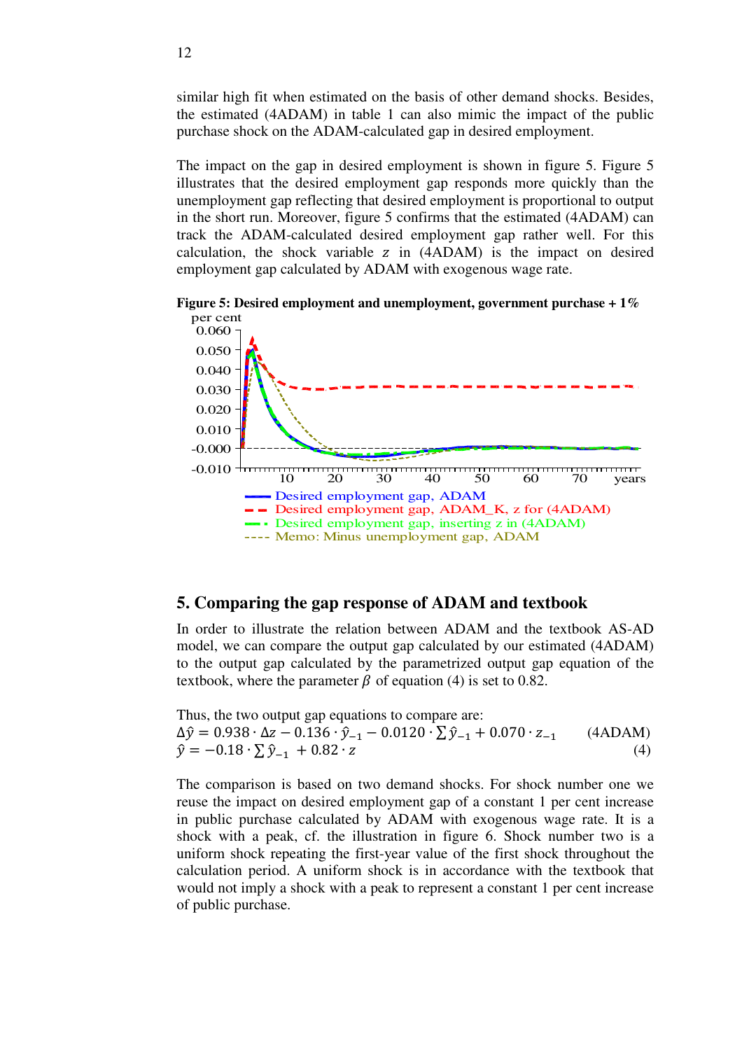similar high fit when estimated on the basis of other demand shocks. Besides, the estimated (4ADAM) in table 1 can also mimic the impact of the public purchase shock on the ADAM-calculated gap in desired employment.

The impact on the gap in desired employment is shown in figure 5. Figure 5 illustrates that the desired employment gap responds more quickly than the unemployment gap reflecting that desired employment is proportional to output in the short run. Moreover, figure 5 confirms that the estimated (4ADAM) can track the ADAM-calculated desired employment gap rather well. For this calculation, the shock variable $z$ in (4ADAM) is the impact on desired employment gap calculated by ADAM with exogenous wage rate.

**Figure 5: Desired employment and unemployment, government purchase + 1%**

## 5. Comparing the gap response of ADAM and textbook

In order to illustrate the relation between ADAM and the textbook AS-AD model, we can compare the output gap calculated by our estimated (4ADAM) to the output gap calculated by the parametrized output gap equation of the textbook, where the parameter $\beta$ of equation (4) is set to 0.82.

Thus, the two output gap equations to compare are:

$$\Delta\hat{y} = 0.938 \cdot \Delta z - 0.136 \cdot \hat{y}_{-1} - 0.0120 \cdot \sum\hat{y}_{-1} + 0.070 \cdot z_{-1} \qquad \text{(4ADAM)}$$

$$\hat{y} = -0.18 \cdot \sum\hat{y}_{-1} + 0.82 \cdot z \qquad \text{(4)}$$

The comparison is based on two demand shocks. For shock number one we reuse the impact on desired employment gap of a constant 1 per cent increase in public purchase calculated by ADAM with exogenous wage rate. It is a shock with a peak, cf. the illustration in figure 6. Shock number two is a uniform shock repeating the first-year value of the first shock throughout the calculation period. A uniform shock is in accordance with the textbook that would not imply a shock with a peak to represent a constant 1 per cent increase of public purchase.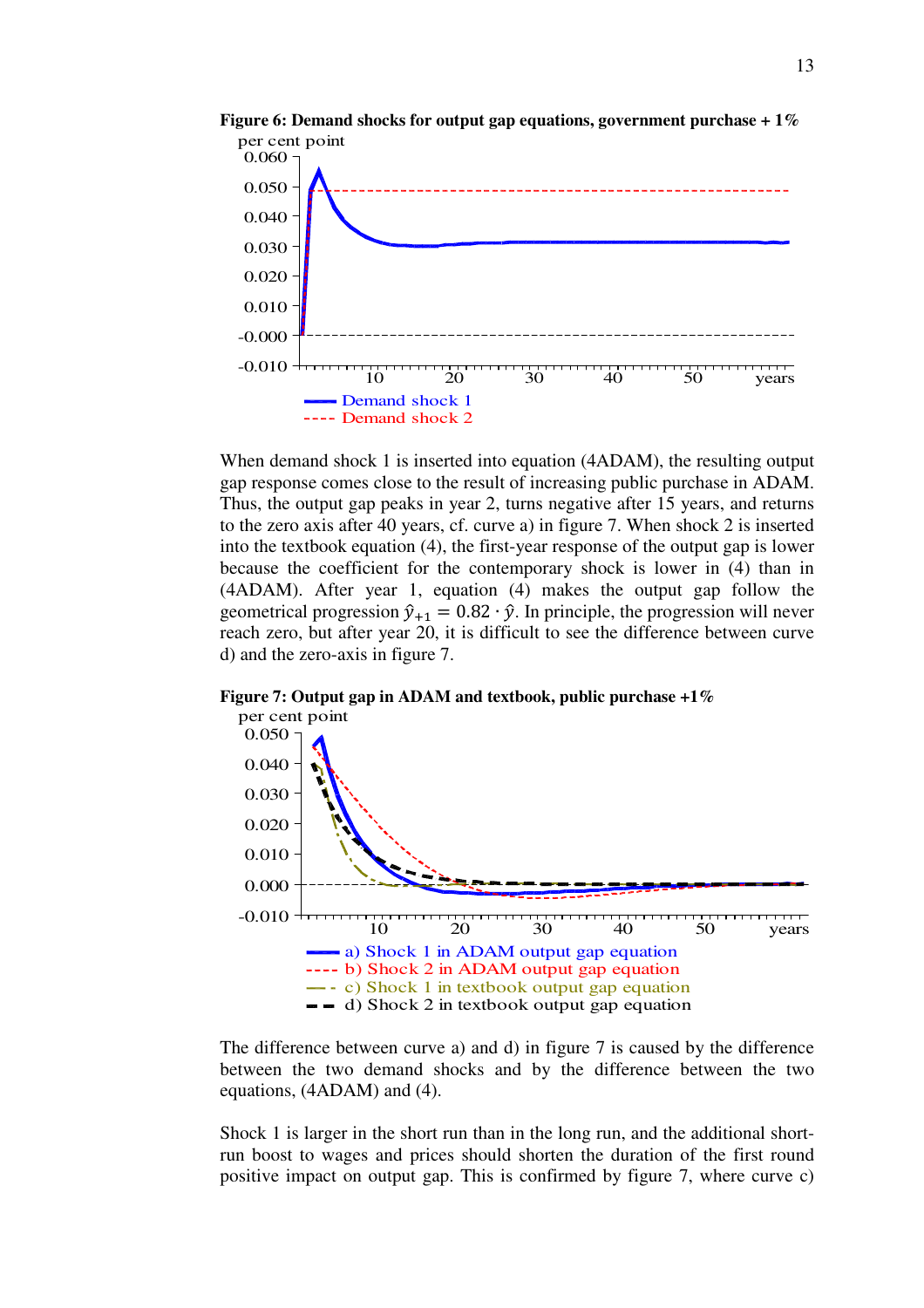**Figure 6: Demand shocks for output gap equations, government purchase + 1%**

When demand shock 1 is inserted into equation (4ADAM), the resulting output gap response comes close to the result of increasing public purchase in ADAM. Thus, the output gap peaks in year 2, turns negative after 15 years, and returns to the zero axis after 40 years, cf. curve a) in figure 7. When shock 2 is inserted into the textbook equation (4), the first-year response of the output gap is lower because the coefficient for the contemporary shock is lower in (4) than in (4ADAM). After year 1, equation (4) makes the output gap follow the geometrical progression $\hat{y}_{+1} = 0.82 \cdot \hat{y}$. In principle, the progression will never reach zero, but after year 20, it is difficult to see the difference between curve d) and the zero-axis in figure 7.

**Figure 7: Output gap in ADAM and textbook, public purchase +1%**

The difference between curve a) and d) in figure 7 is caused by the difference between the two demand shocks and by the difference between the two equations, (4ADAM) and (4).

Shock 1 is larger in the short run than in the long run, and the additional short-run boost to wages and prices should shorten the duration of the first round positive impact on output gap. This is confirmed by figure 7, where curve c)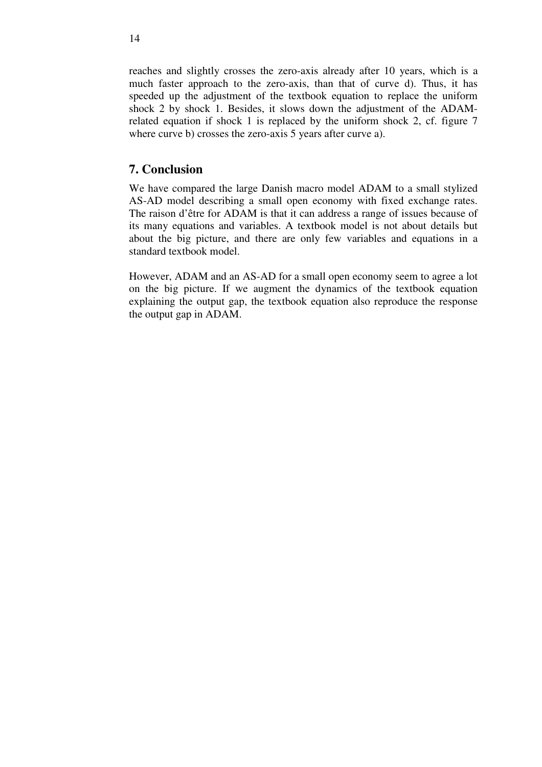reaches and slightly crosses the zero-axis already after 10 years, which is a much faster approach to the zero-axis, than that of curve d). Thus, it has speeded up the adjustment of the textbook equation to replace the uniform shock 2 by shock 1. Besides, it slows down the adjustment of the ADAM-related equation if shock 1 is replaced by the uniform shock 2, cf. figure 7 where curve b) crosses the zero-axis 5 years after curve a).

## 7. Conclusion

We have compared the large Danish macro model ADAM to a small stylized AS-AD model describing a small open economy with fixed exchange rates. The raison d'être for ADAM is that it can address a range of issues because of its many equations and variables. A textbook model is not about details but about the big picture, and there are only few variables and equations in a standard textbook model.

However, ADAM and an AS-AD for a small open economy seem to agree a lot on the big picture. If we augment the dynamics of the textbook equation explaining the output gap, the textbook equation also reproduce the response the output gap in ADAM.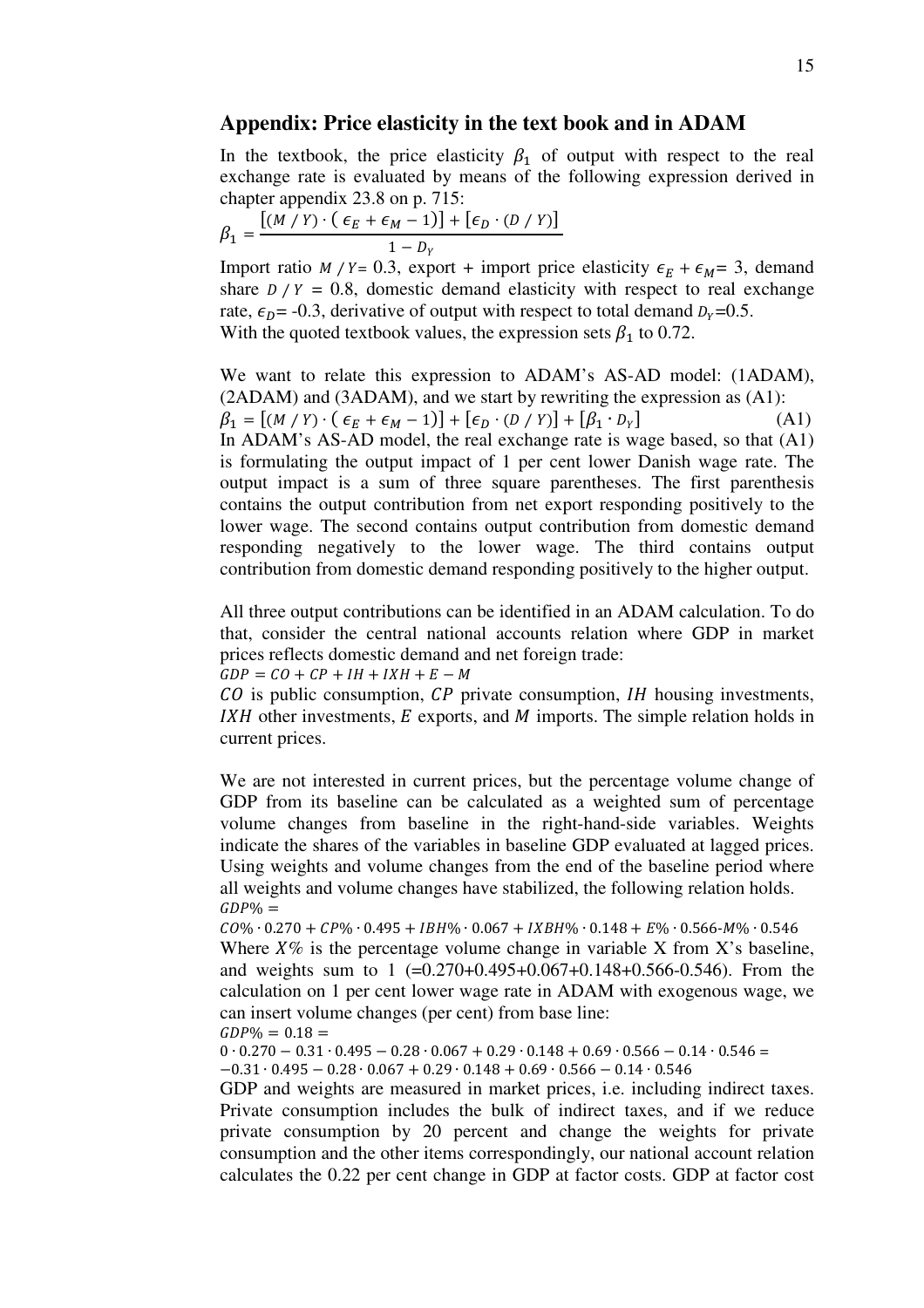## Appendix: Price elasticity in the text book and in ADAM

In the textbook, the price elasticity $\beta_1$ of output with respect to the real exchange rate is evaluated by means of the following expression derived in chapter appendix 23.8 on p. 715:

$$\beta_1 = \frac{[(M / Y) \cdot ( \epsilon_E + \epsilon_M - 1)] + [\epsilon_D \cdot (D / Y)]}{1 - D_Y}$$

Import ratio $M / Y$= 0.3, export + import price elasticity $\epsilon_E + \epsilon_M$= 3, demand share $D / Y$ = 0.8, domestic demand elasticity with respect to real exchange rate, $\epsilon_D$= -0.3, derivative of output with respect to total demand $D_Y$=0.5. With the quoted textbook values, the expression sets $\beta_1$ to 0.72.

We want to relate this expression to ADAM's AS-AD model: (1ADAM), (2ADAM) and (3ADAM), and we start by rewriting the expression as (A1):

$$\beta_1 = [(M / Y) \cdot ( \epsilon_E + \epsilon_M - 1)] + [\epsilon_D \cdot (D / Y)] + [\beta_1 \cdot D_Y] \qquad \text{(A1)}$$

In ADAM's AS-AD model, the real exchange rate is wage based, so that (A1) is formulating the output impact of 1 per cent lower Danish wage rate. The output impact is a sum of three square parentheses. The first parenthesis contains the output contribution from net export responding positively to the lower wage. The second contains output contribution from domestic demand responding negatively to the lower wage. The third contains output contribution from domestic demand responding positively to the higher output.

All three output contributions can be identified in an ADAM calculation. To do that, consider the central national accounts relation where GDP in market prices reflects domestic demand and net foreign trade:

$$GDP = CO + CP + IH + IXH + E - M$$

$CO$ is public consumption, $CP$ private consumption, $IH$ housing investments, $IXH$ other investments, $E$ exports, and $M$ imports. The simple relation holds in current prices.

We are not interested in current prices, but the percentage volume change of GDP from its baseline can be calculated as a weighted sum of percentage volume changes from baseline in the right-hand-side variables. Weights indicate the shares of the variables in baseline GDP evaluated at lagged prices. Using weights and volume changes from the end of the baseline period where all weights and volume changes have stabilized, the following relation holds.

$$GDP\% = CO\% \cdot 0.270 + CP\% \cdot 0.495 + IBH\% \cdot 0.067 + IXBH\% \cdot 0.148 + E\% \cdot 0.566 - M\% \cdot 0.546$$

Where $X\%$ is the percentage volume change in variable X from X's baseline, and weights sum to 1 (=0.270+0.495+0.067+0.148+0.566-0.546). From the calculation on 1 per cent lower wage rate in ADAM with exogenous wage, we can insert volume changes (per cent) from base line:

$$GDP\% = 0.18 =$$
$$0 \cdot 0.270 - 0.31 \cdot 0.495 - 0.28 \cdot 0.067 + 0.29 \cdot 0.148 + 0.69 \cdot 0.566 - 0.14 \cdot 0.546 =$$
$$-0.31 \cdot 0.495 - 0.28 \cdot 0.067 + 0.29 \cdot 0.148 + 0.69 \cdot 0.566 - 0.14 \cdot 0.546$$

GDP and weights are measured in market prices, i.e. including indirect taxes. Private consumption includes the bulk of indirect taxes, and if we reduce private consumption by 20 percent and change the weights for private consumption and the other items correspondingly, our national account relation calculates the 0.22 per cent change in GDP at factor costs. GDP at factor cost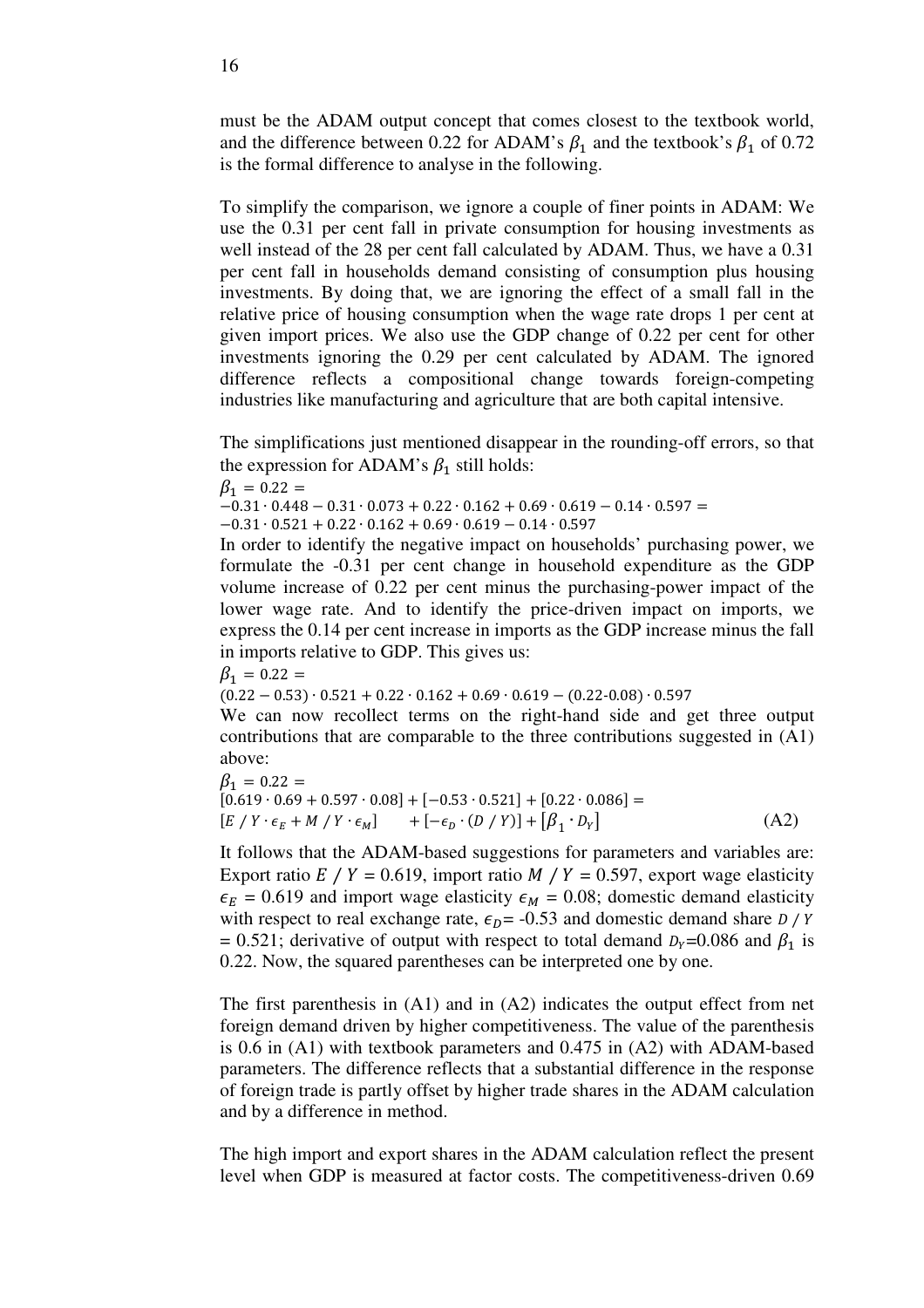must be the ADAM output concept that comes closest to the textbook world, and the difference between 0.22 for ADAM's $\beta_1$ and the textbook's $\beta_1$ of 0.72 is the formal difference to analyse in the following.

To simplify the comparison, we ignore a couple of finer points in ADAM: We use the 0.31 per cent fall in private consumption for housing investments as well instead of the 28 per cent fall calculated by ADAM. Thus, we have a 0.31 per cent fall in households demand consisting of consumption plus housing investments. By doing that, we are ignoring the effect of a small fall in the relative price of housing consumption when the wage rate drops 1 per cent at given import prices. We also use the GDP change of 0.22 per cent for other investments ignoring the 0.29 per cent calculated by ADAM. The ignored difference reflects a compositional change towards foreign-competing industries like manufacturing and agriculture that are both capital intensive.

The simplifications just mentioned disappear in the rounding-off errors, so that the expression for ADAM's $\beta_1$ still holds:

$$\beta_1 = 0.22 =$$
$$-0.31 \cdot 0.448 - 0.31 \cdot 0.073 + 0.22 \cdot 0.162 + 0.69 \cdot 0.619 - 0.14 \cdot 0.597 =$$
$$-0.31 \cdot 0.521 + 0.22 \cdot 0.162 + 0.69 \cdot 0.619 - 0.14 \cdot 0.597$$

In order to identify the negative impact on households' purchasing power, we formulate the -0.31 per cent change in household expenditure as the GDP volume increase of 0.22 per cent minus the purchasing-power impact of the lower wage rate. And to identify the price-driven impact on imports, we express the 0.14 per cent increase in imports as the GDP increase minus the fall in imports relative to GDP. This gives us:

$$\beta_1 = 0.22 =$$
$$(0.22 - 0.53) \cdot 0.521 + 0.22 \cdot 0.162 + 0.69 \cdot 0.619 - (0.22\text{-}0.08) \cdot 0.597$$

We can now recollect terms on the right-hand side and get three output contributions that are comparable to the three contributions suggested in (A1) above:

$$\beta_1 = 0.22 =$$
$$[0.619 \cdot 0.69 + 0.597 \cdot 0.08] + [-0.53 \cdot 0.521] + [0.22 \cdot 0.086] =$$
$$[E\ /\ Y \cdot \epsilon_E + M\ /\ Y \cdot \epsilon_M] \qquad + [-\epsilon_D \cdot (D\ /\ Y)] + [\beta_1 \cdot D_Y] \qquad \text{(A2)}$$

It follows that the ADAM-based suggestions for parameters and variables are: Export ratio $E\ /\ Y$ = 0.619, import ratio $M\ /\ Y$ = 0.597, export wage elasticity $\epsilon_E$ = 0.619 and import wage elasticity $\epsilon_M$ = 0.08; domestic demand elasticity with respect to real exchange rate, $\epsilon_D$= -0.53 and domestic demand share $D\ /\ Y$ = 0.521; derivative of output with respect to total demand $D_Y$=0.086 and $\beta_1$ is 0.22. Now, the squared parentheses can be interpreted one by one.

The first parenthesis in (A1) and in (A2) indicates the output effect from net foreign demand driven by higher competitiveness. The value of the parenthesis is 0.6 in (A1) with textbook parameters and 0.475 in (A2) with ADAM-based parameters. The difference reflects that a substantial difference in the response of foreign trade is partly offset by higher trade shares in the ADAM calculation and by a difference in method.

The high import and export shares in the ADAM calculation reflect the present level when GDP is measured at factor costs. The competitiveness-driven 0.69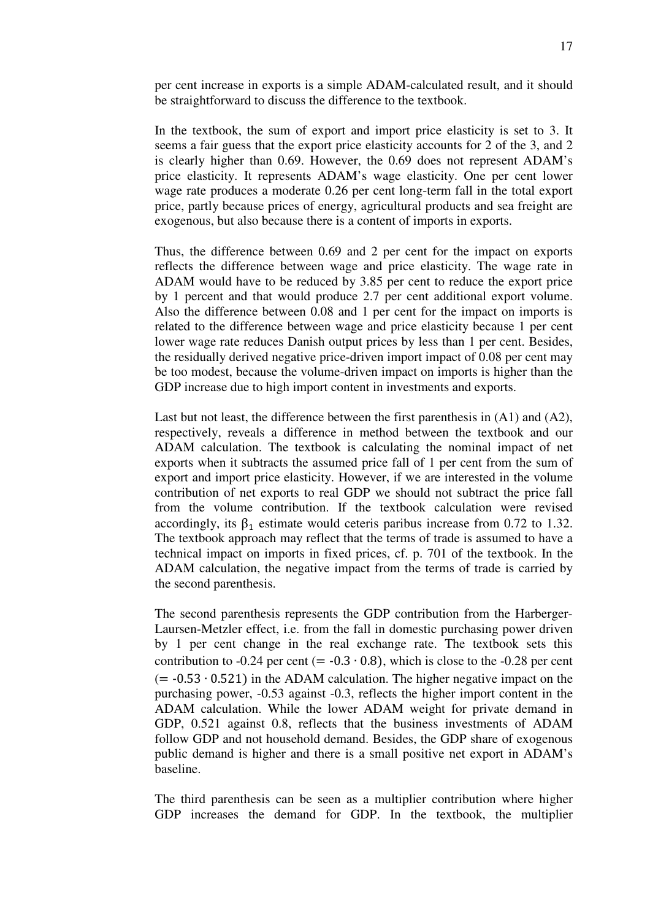per cent increase in exports is a simple ADAM-calculated result, and it should be straightforward to discuss the difference to the textbook.

In the textbook, the sum of export and import price elasticity is set to 3. It seems a fair guess that the export price elasticity accounts for 2 of the 3, and 2 is clearly higher than 0.69. However, the 0.69 does not represent ADAM's price elasticity. It represents ADAM's wage elasticity. One per cent lower wage rate produces a moderate 0.26 per cent long-term fall in the total export price, partly because prices of energy, agricultural products and sea freight are exogenous, but also because there is a content of imports in exports.

Thus, the difference between 0.69 and 2 per cent for the impact on exports reflects the difference between wage and price elasticity. The wage rate in ADAM would have to be reduced by 3.85 per cent to reduce the export price by 1 percent and that would produce 2.7 per cent additional export volume. Also the difference between 0.08 and 1 per cent for the impact on imports is related to the difference between wage and price elasticity because 1 per cent lower wage rate reduces Danish output prices by less than 1 per cent. Besides, the residually derived negative price-driven import impact of 0.08 per cent may be too modest, because the volume-driven impact on imports is higher than the GDP increase due to high import content in investments and exports.

Last but not least, the difference between the first parenthesis in (A1) and (A2), respectively, reveals a difference in method between the textbook and our ADAM calculation. The textbook is calculating the nominal impact of net exports when it subtracts the assumed price fall of 1 per cent from the sum of export and import price elasticity. However, if we are interested in the volume contribution of net exports to real GDP we should not subtract the price fall from the volume contribution. If the textbook calculation were revised accordingly, its $\beta_1$ estimate would ceteris paribus increase from 0.72 to 1.32. The textbook approach may reflect that the terms of trade is assumed to have a technical impact on imports in fixed prices, cf. p. 701 of the textbook. In the ADAM calculation, the negative impact from the terms of trade is carried by the second parenthesis.

The second parenthesis represents the GDP contribution from the Harberger-Laursen-Metzler effect, i.e. from the fall in domestic purchasing power driven by 1 per cent change in the real exchange rate. The textbook sets this contribution to -0.24 per cent ($= -0.3 \cdot 0.8$), which is close to the -0.28 per cent ($= -0.53 \cdot 0.521$) in the ADAM calculation. The higher negative impact on the purchasing power, -0.53 against -0.3, reflects the higher import content in the ADAM calculation. While the lower ADAM weight for private demand in GDP, 0.521 against 0.8, reflects that the business investments of ADAM follow GDP and not household demand. Besides, the GDP share of exogenous public demand is higher and there is a small positive net export in ADAM's baseline.

The third parenthesis can be seen as a multiplier contribution where higher GDP increases the demand for GDP. In the textbook, the multiplier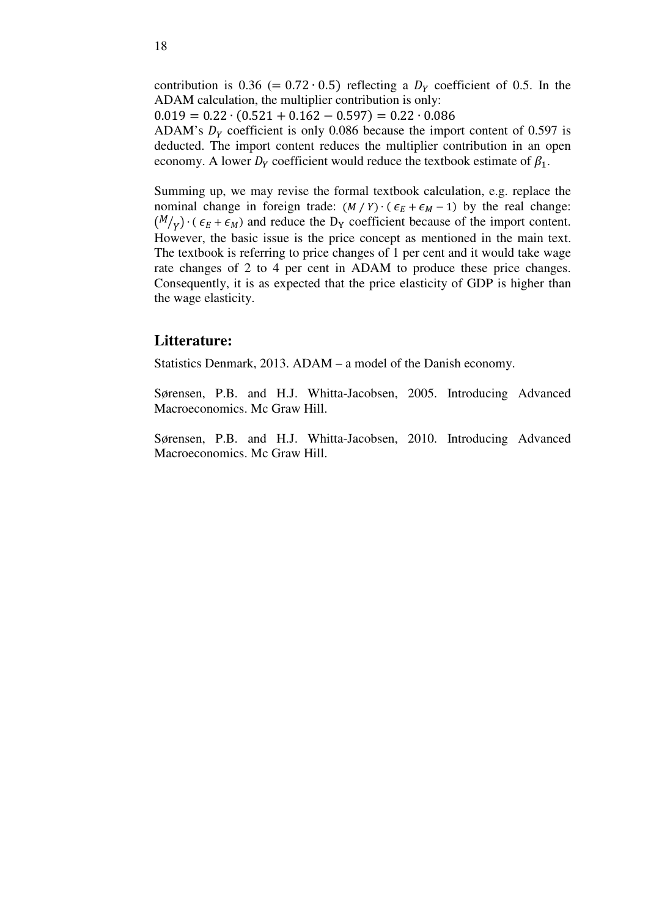contribution is 0.36 ($= 0.72 \cdot 0.5$) reflecting a $D_Y$ coefficient of 0.5. In the ADAM calculation, the multiplier contribution is only:

$0.019 = 0.22 \cdot (0.521 + 0.162 - 0.597) = 0.22 \cdot 0.086$

ADAM's $D_Y$ coefficient is only 0.086 because the import content of 0.597 is deducted. The import content reduces the multiplier contribution in an open economy. A lower $D_Y$ coefficient would reduce the textbook estimate of $\beta_1$.

Summing up, we may revise the formal textbook calculation, e.g. replace the nominal change in foreign trade: $(M / Y) \cdot (\epsilon_E + \epsilon_M - 1)$ by the real change: $(M/_Y) \cdot (\epsilon_E + \epsilon_M)$ and reduce the $D_Y$ coefficient because of the import content. However, the basic issue is the price concept as mentioned in the main text. The textbook is referring to price changes of 1 per cent and it would take wage rate changes of 2 to 4 per cent in ADAM to produce these price changes. Consequently, it is as expected that the price elasticity of GDP is higher than the wage elasticity.

## Litterature:

Statistics Denmark, 2013. ADAM – a model of the Danish economy.

Sørensen, P.B. and H.J. Whitta-Jacobsen, 2005. Introducing Advanced Macroeconomics. Mc Graw Hill.

Sørensen, P.B. and H.J. Whitta-Jacobsen, 2010. Introducing Advanced Macroeconomics. Mc Graw Hill.